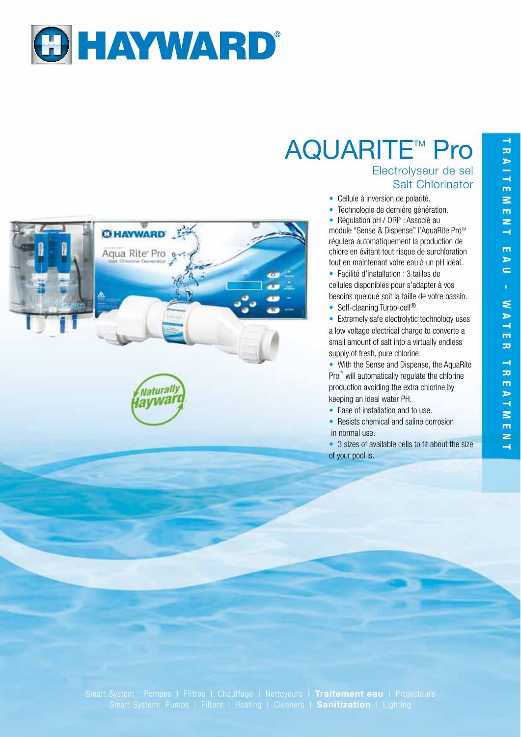# AQUARITE™ Pro

## Electrolyseur de sel
## Salt Chlorinator

- Cellule à inversion de polarité.
- Technologie de dernière génération.
- Régulation pH / ORP : Associé au module "Sense & Dispense" l'AquaRite Pro™ régulera automatiquement la production de chlore en évitant tout risque de surchloration tout en maintenant votre eau à un pH idéal.
- Facilité d'installation : 3 tailles de cellules disponibles pour s'adapter à vos besoins quelque soit la taille de votre bassin.
- Self-cleaning Turbo-cell®.
- Extremely safe electrolytic technology uses a low voltage electrical charge to converte a small amount of salt into a virtually endless supply of fresh, pure chlorine.
- With the Sense and Dispense, the AquaRite Pro™ will automatically regulate the chlorine production avoiding the extra chlorine by keeping an ideal water PH.
- Ease of installation and to use.
- Resists chemical and saline corrosion in normal use.
- 3 sizes of available cells to fit about the size of your pool is.

TRAITEMENT EAU - WATER TREATMENT

Smart System : Pompes | Filtres | Chauffage | Nettoyeurs | **Traitement eau** | Projecteurs
Smart System: Pumps | Filters | Heating | Cleaners | **Sanitization** | Lighting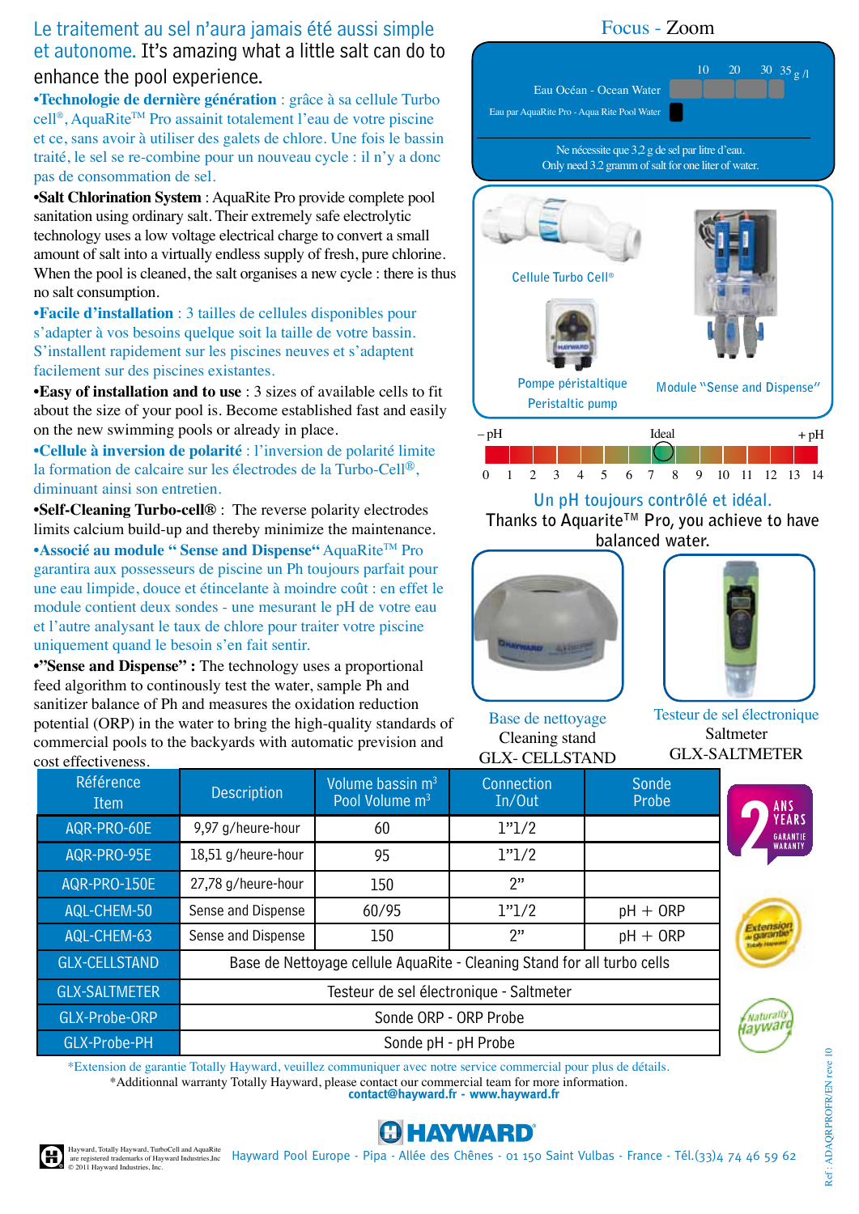# Le traitement au sel n'aura jamais été aussi simple et autonome. It's amazing what a little salt can do to enhance the pool experience.

**•Technologie de dernière génération** : grâce à sa cellule Turbo cell®, AquaRite™ Pro assainit totalement l'eau de votre piscine et ce, sans avoir à utiliser des galets de chlore. Une fois le bassin traité, le sel se re-combine pour un nouveau cycle : il n'y a donc pas de consommation de sel.

**•Salt Chlorination System** : AquaRite Pro provide complete pool sanitation using ordinary salt. Their extremely safe electrolytic technology uses a low voltage electrical charge to convert a small amount of salt into a virtually endless supply of fresh, pure chlorine. When the pool is cleaned, the salt organises a new cycle : there is thus no salt consumption.

**•Facile d'installation** : 3 tailles de cellules disponibles pour s'adapter à vos besoins quelque soit la taille de votre bassin. S'installent rapidement sur les piscines neuves et s'adaptent facilement sur des piscines existantes.

**•Easy of installation and to use** : 3 sizes of available cells to fit about the size of your pool is. Become established fast and easily on the new swimming pools or already in place.

**•Cellule à inversion de polarité** : l'inversion de polarité limite la formation de calcaire sur les électrodes de la Turbo-Cell®, diminuant ainsi son entretien.

**•Self-Cleaning Turbo-cell®** : The reverse polarity electrodes limits calcium build-up and thereby minimize the maintenance.

**•Associé au module " Sense and Dispense"** AquaRite™ Pro garantira aux possesseurs de piscine un Ph toujours parfait pour une eau limpide, douce et étincelante à moindre coût : en effet le module contient deux sondes - une mesurant le pH de votre eau et l'autre analysant le taux de chlore pour traiter votre piscine uniquement quand le besoin s'en fait sentir.

**•"Sense and Dispense" :** The technology uses a proportional feed algorithm to continously test the water, sample Ph and sanitizer balance of Ph and measures the oxidation reduction potential (ORP) in the water to bring the high-quality standards of commercial pools to the backyards with automatic prevision and cost effectiveness.

## Focus - Zoom

10 20 30 35 g /l

Eau Océan - Ocean Water

Eau par AquaRite Pro - Aqua Rite Pool Water

Ne nécessite que 3,2 g de sel par litre d'eau.
Only need 3.2 gramm of salt for one liter of water.

Cellule Turbo Cell®

Pompe péristaltique
Peristaltic pump

Module "Sense and Dispense"

– pH    Ideal    + pH

0 1 2 3 4 5 6 7 8 9 10 11 12 13 14

**Un pH toujours contrôlé et idéal.**
Thanks to Aquarite™ Pro, you achieve to have balanced water.

Base de nettoyage
Cleaning stand
GLX- CELLSTAND

Testeur de sel électronique
Saltmeter
GLX-SALTMETER

| Référence Item | Description | Volume bassin m³ Pool Volume m³ | Connection In/Out | Sonde Probe |
|---|---|---|---|---|
| AQR-PRO-60E | 9,97 g/heure-hour | 60 | 1"1/2 | |
| AQR-PRO-95E | 18,51 g/heure-hour | 95 | 1"1/2 | |
| AQR-PRO-150E | 27,78 g/heure-hour | 150 | 2" | |
| AQL-CHEM-50 | Sense and Dispense | 60/95 | 1"1/2 | pH + ORP |
| AQL-CHEM-63 | Sense and Dispense | 150 | 2" | pH + ORP |
| GLX-CELLSTAND | Base de Nettoyage cellule AquaRite - Cleaning Stand for all turbo cells | | | |
| GLX-SALTMETER | Testeur de sel électronique - Saltmeter | | | |
| GLX-Probe-ORP | Sonde ORP - ORP Probe | | | |
| GLX-Probe-PH | Sonde pH - pH Probe | | | |

2 ANS YEARS GARANTIE WARANTY

Extension de garantie Totally Hayward

Naturally Hayward

*Extension de garantie Totally Hayward, veuillez communiquer avec notre service commercial pour plus de détails.
*Additionnal warranty Totally Hayward, please contact our commercial team for more information.
**contact@hayward.fr - www.hayward.fr**

HAYWARD

Hayward, Totally Hayward, TurboCell and AquaRite are registered trademarks of Hayward Industries,Inc
© 2011 Hayward Industries, Inc.

Hayward Pool Europe - Pipa - Allée des Chênes - 01 150 Saint Vulbas - France - Tél.(33)4 74 46 59 62

Ref : ADAQRPROFR/EN reve 10